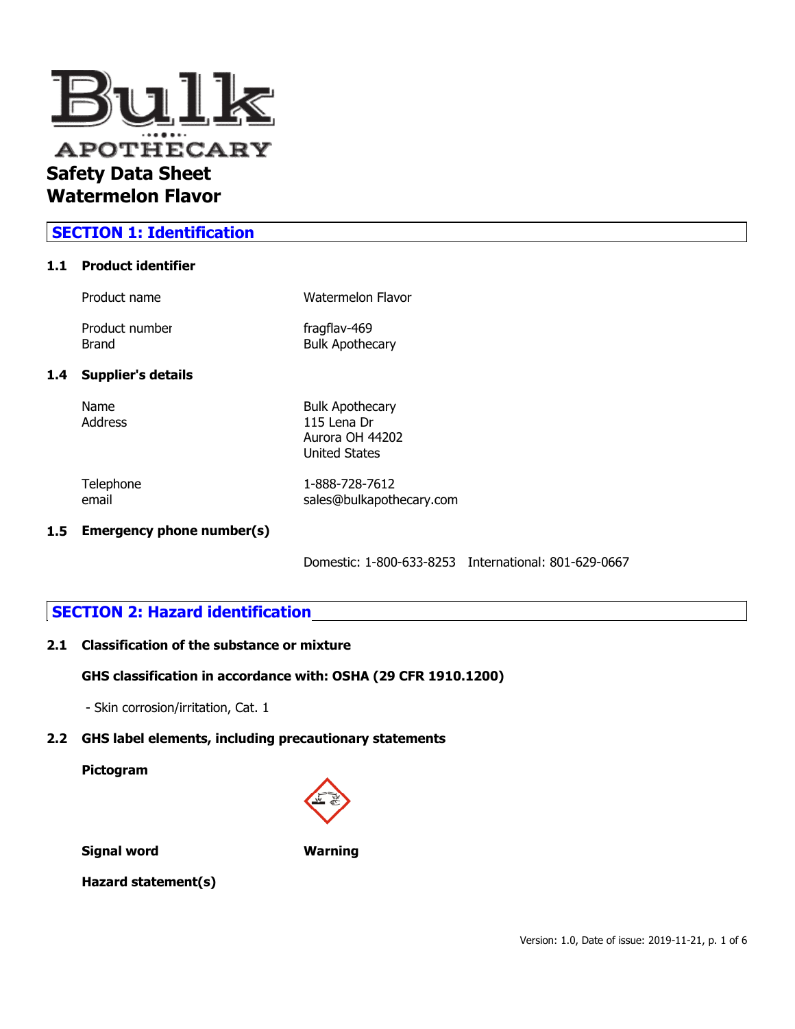# Bulk Apothecary

# Safety Data Sheet
# Watermelon Flavor

## SECTION 1: Identification

### 1.1 Product identifier

| | |
|---|---|
| Product name | Watermelon Flavor |
| Product number | fragflav-469 |
| Brand | Bulk Apothecary |

### 1.4 Supplier's details

| | |
|---|---|
| Name | Bulk Apothecary |
| Address | 115 Lena Dr<br>Aurora OH 44202<br>United States |
| Telephone | 1-888-728-7612 |
| email | sales@bulkapothecary.com |

### 1.5 Emergency phone number(s)

Domestic: 1-800-633-8253    International: 801-629-0667

## SECTION 2: Hazard identification

### 2.1 Classification of the substance or mixture

**GHS classification in accordance with: OSHA (29 CFR 1910.1200)**

- Skin corrosion/irritation, Cat. 1

### 2.2 GHS label elements, including precautionary statements

**Pictogram**

**Signal word** **Warning**

**Hazard statement(s)**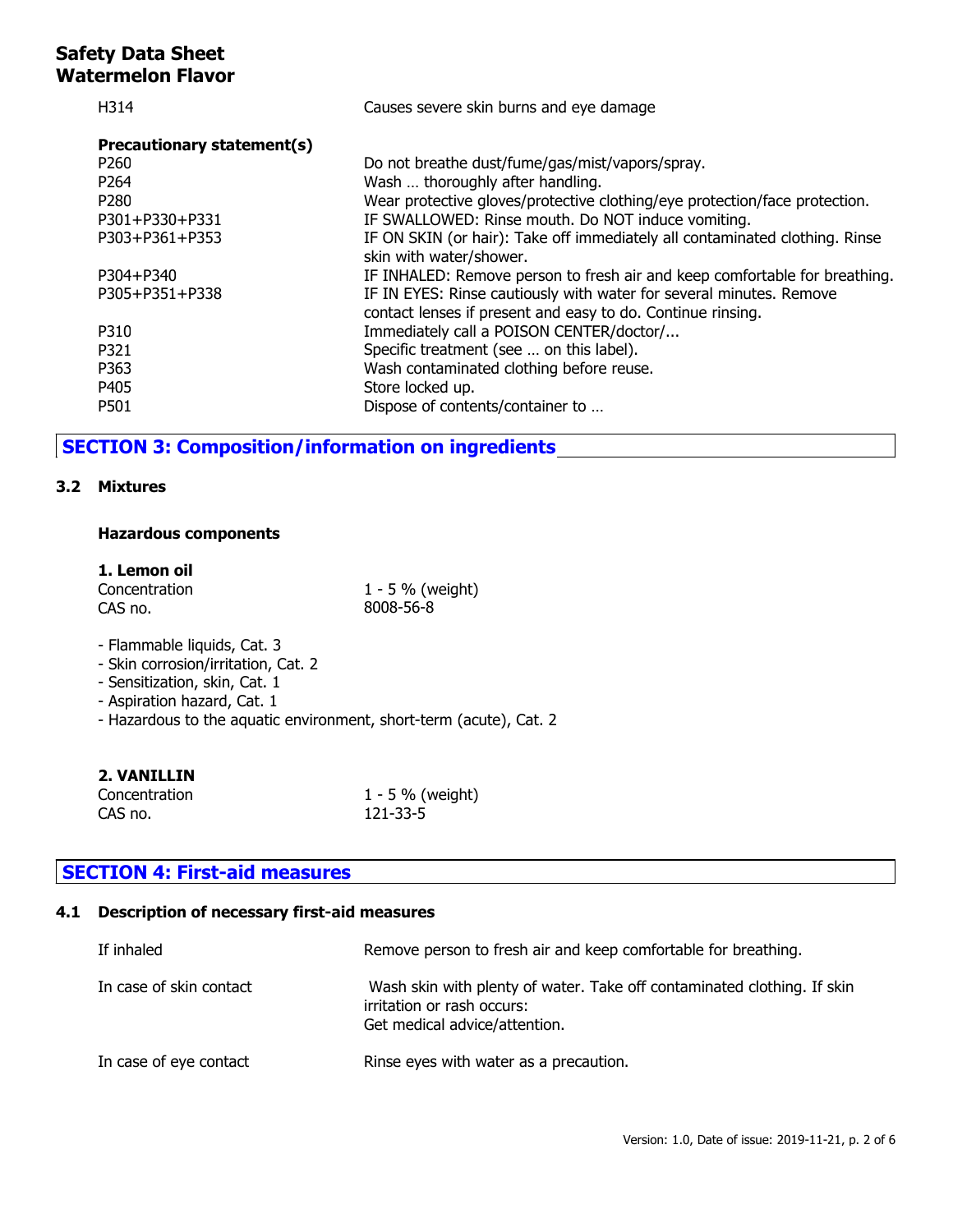| | |
|---|---|
| H314 | Causes severe skin burns and eye damage |

**Precautionary statement(s)**

| | |
|---|---|
| P260 | Do not breathe dust/fume/gas/mist/vapors/spray. |
| P264 | Wash … thoroughly after handling. |
| P280 | Wear protective gloves/protective clothing/eye protection/face protection. |
| P301+P330+P331 | IF SWALLOWED: Rinse mouth. Do NOT induce vomiting. |
| P303+P361+P353 | IF ON SKIN (or hair): Take off immediately all contaminated clothing. Rinse skin with water/shower. |
| P304+P340 | IF INHALED: Remove person to fresh air and keep comfortable for breathing. |
| P305+P351+P338 | IF IN EYES: Rinse cautiously with water for several minutes. Remove contact lenses if present and easy to do. Continue rinsing. |
| P310 | Immediately call a POISON CENTER/doctor/... |
| P321 | Specific treatment (see … on this label). |
| P363 | Wash contaminated clothing before reuse. |
| P405 | Store locked up. |
| P501 | Dispose of contents/container to … |

## SECTION 3: Composition/information on ingredients

### 3.2 Mixtures

**Hazardous components**

**1. Lemon oil**

| | |
|---|---|
| Concentration | 1 - 5 % (weight) |
| CAS no. | 8008-56-8 |

- Flammable liquids, Cat. 3
- Skin corrosion/irritation, Cat. 2
- Sensitization, skin, Cat. 1
- Aspiration hazard, Cat. 1
- Hazardous to the aquatic environment, short-term (acute), Cat. 2

**2. VANILLIN**

| | |
|---|---|
| Concentration | 1 - 5 % (weight) |
| CAS no. | 121-33-5 |

## SECTION 4: First-aid measures

### 4.1 Description of necessary first-aid measures

| | |
|---|---|
| If inhaled | Remove person to fresh air and keep comfortable for breathing. |
| In case of skin contact | Wash skin with plenty of water. Take off contaminated clothing. If skin irritation or rash occurs: Get medical advice/attention. |
| In case of eye contact | Rinse eyes with water as a precaution. |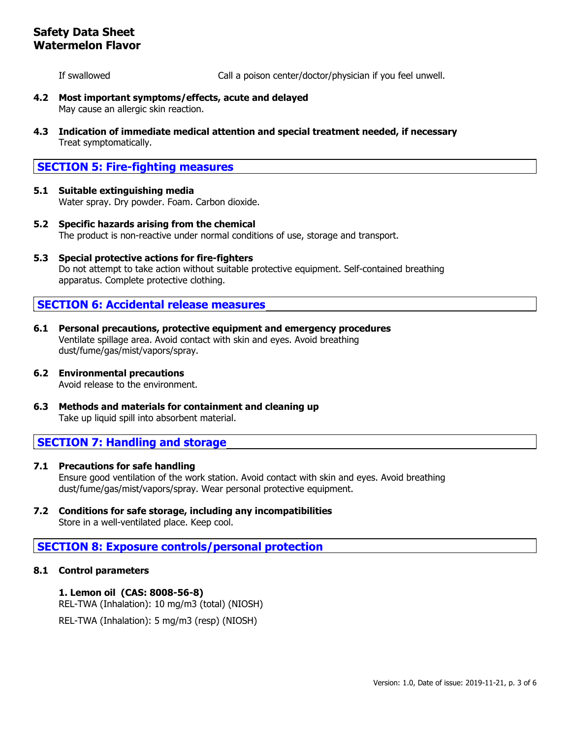If swallowed — Call a poison center/doctor/physician if you feel unwell.

**4.2 Most important symptoms/effects, acute and delayed**

May cause an allergic skin reaction.

**4.3 Indication of immediate medical attention and special treatment needed, if necessary**

Treat symptomatically.

## SECTION 5: Fire-fighting measures

**5.1 Suitable extinguishing media**

Water spray. Dry powder. Foam. Carbon dioxide.

**5.2 Specific hazards arising from the chemical**

The product is non-reactive under normal conditions of use, storage and transport.

**5.3 Special protective actions for fire-fighters**

Do not attempt to take action without suitable protective equipment. Self-contained breathing apparatus. Complete protective clothing.

## SECTION 6: Accidental release measures

**6.1 Personal precautions, protective equipment and emergency procedures**

Ventilate spillage area. Avoid contact with skin and eyes. Avoid breathing dust/fume/gas/mist/vapors/spray.

**6.2 Environmental precautions**

Avoid release to the environment.

**6.3 Methods and materials for containment and cleaning up**

Take up liquid spill into absorbent material.

## SECTION 7: Handling and storage

**7.1 Precautions for safe handling**

Ensure good ventilation of the work station. Avoid contact with skin and eyes. Avoid breathing dust/fume/gas/mist/vapors/spray. Wear personal protective equipment.

**7.2 Conditions for safe storage, including any incompatibilities**

Store in a well-ventilated place. Keep cool.

## SECTION 8: Exposure controls/personal protection

**8.1 Control parameters**

**1. Lemon oil (CAS: 8008-56-8)**

REL-TWA (Inhalation): 10 mg/m3 (total) (NIOSH)

REL-TWA (Inhalation): 5 mg/m3 (resp) (NIOSH)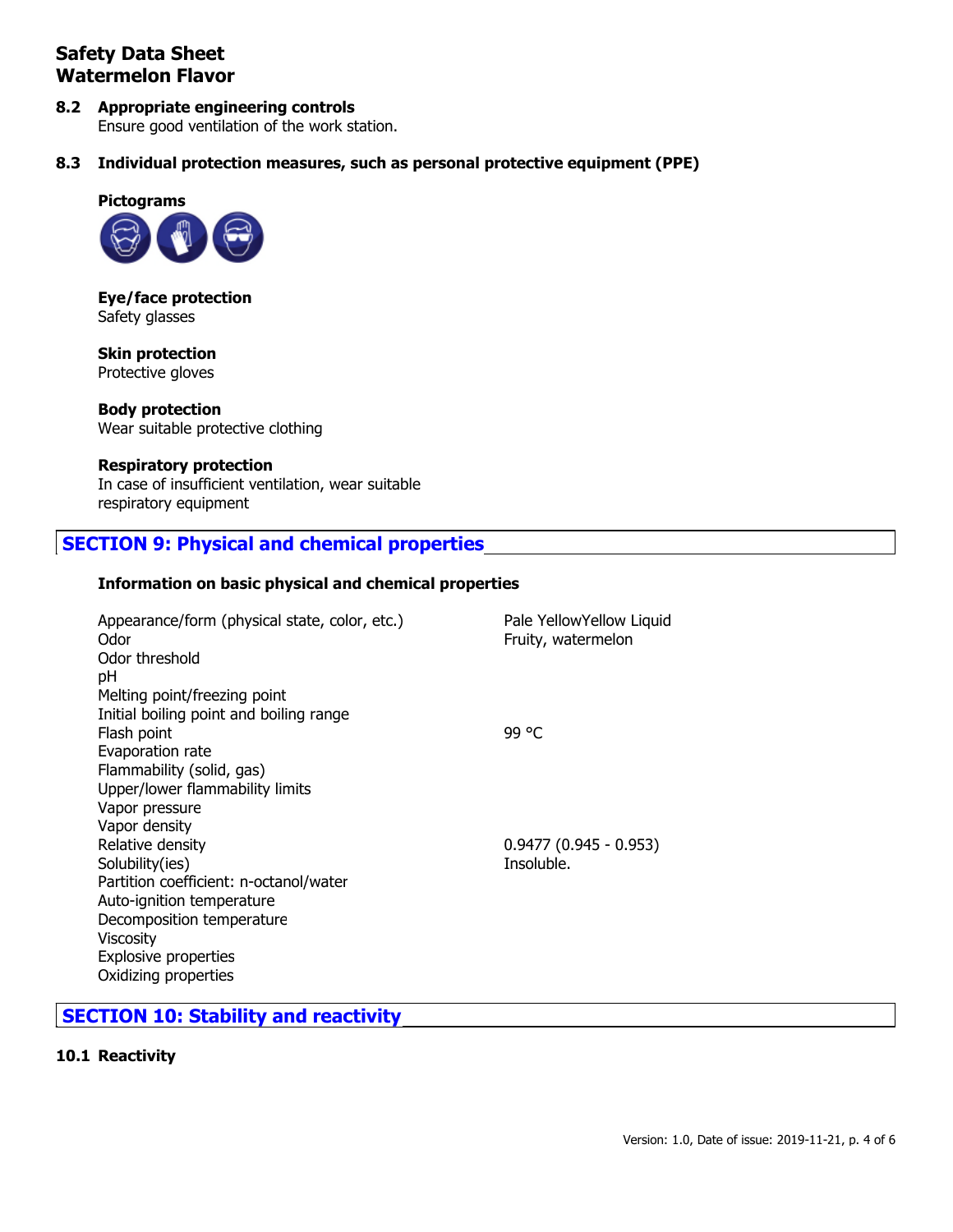**Safety Data Sheet**
**Watermelon Flavor**

### 8.2 Appropriate engineering controls

Ensure good ventilation of the work station.

### 8.3 Individual protection measures, such as personal protective equipment (PPE)

**Pictograms**

**Eye/face protection**
Safety glasses

**Skin protection**
Protective gloves

**Body protection**
Wear suitable protective clothing

**Respiratory protection**
In case of insufficient ventilation, wear suitable respiratory equipment

## SECTION 9: Physical and chemical properties

**Information on basic physical and chemical properties**

| Property | Value |
|---|---|
| Appearance/form (physical state, color, etc.) | Pale YellowYellow Liquid |
| Odor | Fruity, watermelon |
| Odor threshold | |
| pH | |
| Melting point/freezing point | |
| Initial boiling point and boiling range | |
| Flash point | 99 °C |
| Evaporation rate | |
| Flammability (solid, gas) | |
| Upper/lower flammability limits | |
| Vapor pressure | |
| Vapor density | |
| Relative density | 0.9477 (0.945 - 0.953) |
| Solubility(ies) | Insoluble. |
| Partition coefficient: n-octanol/water | |
| Auto-ignition temperature | |
| Decomposition temperature | |
| Viscosity | |
| Explosive properties | |
| Oxidizing properties | |

## SECTION 10: Stability and reactivity

### 10.1 Reactivity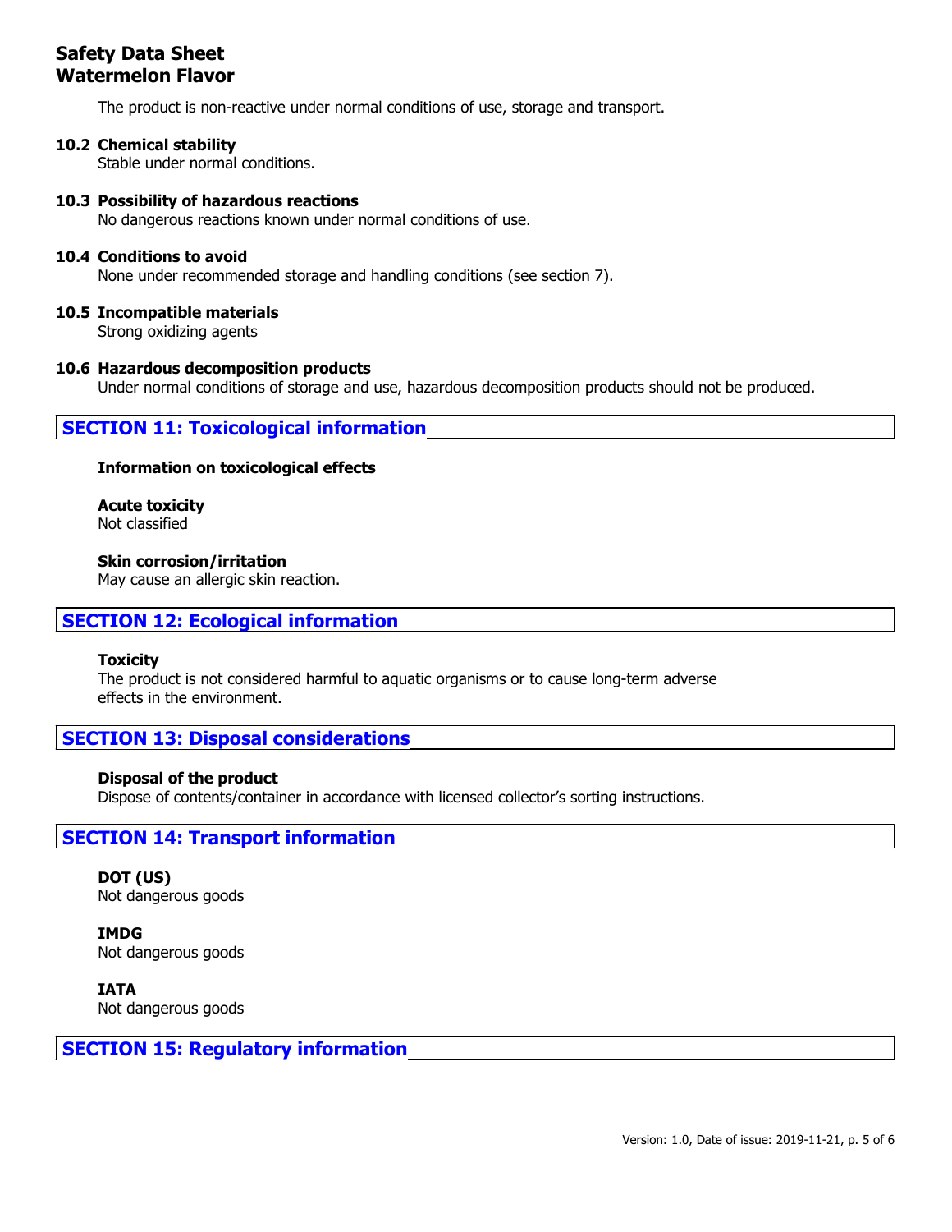The product is non-reactive under normal conditions of use, storage and transport.

### 10.2 Chemical stability
Stable under normal conditions.

### 10.3 Possibility of hazardous reactions
No dangerous reactions known under normal conditions of use.

### 10.4 Conditions to avoid
None under recommended storage and handling conditions (see section 7).

### 10.5 Incompatible materials
Strong oxidizing agents

### 10.6 Hazardous decomposition products
Under normal conditions of storage and use, hazardous decomposition products should not be produced.

## SECTION 11: Toxicological information

**Information on toxicological effects**

**Acute toxicity**
Not classified

**Skin corrosion/irritation**
May cause an allergic skin reaction.

## SECTION 12: Ecological information

**Toxicity**
The product is not considered harmful to aquatic organisms or to cause long-term adverse effects in the environment.

## SECTION 13: Disposal considerations

**Disposal of the product**
Dispose of contents/container in accordance with licensed collector's sorting instructions.

## SECTION 14: Transport information

**DOT (US)**
Not dangerous goods

**IMDG**
Not dangerous goods

**IATA**
Not dangerous goods

## SECTION 15: Regulatory information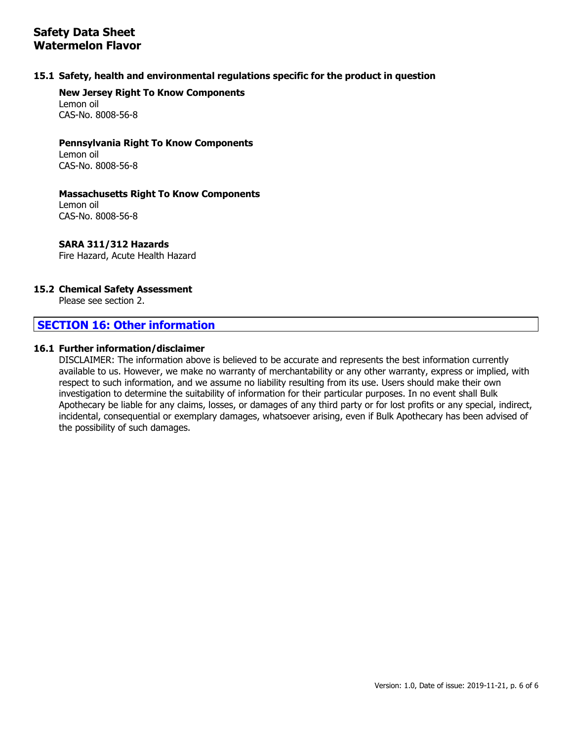### 15.1 Safety, health and environmental regulations specific for the product in question

**New Jersey Right To Know Components**
Lemon oil
CAS-No. 8008-56-8

**Pennsylvania Right To Know Components**
Lemon oil
CAS-No. 8008-56-8

**Massachusetts Right To Know Components**
Lemon oil
CAS-No. 8008-56-8

**SARA 311/312 Hazards**
Fire Hazard, Acute Health Hazard

### 15.2 Chemical Safety Assessment

Please see section 2.

## SECTION 16: Other information

### 16.1 Further information/disclaimer

DISCLAIMER: The information above is believed to be accurate and represents the best information currently available to us. However, we make no warranty of merchantability or any other warranty, express or implied, with respect to such information, and we assume no liability resulting from its use. Users should make their own investigation to determine the suitability of information for their particular purposes. In no event shall Bulk Apothecary be liable for any claims, losses, or damages of any third party or for lost profits or any special, indirect, incidental, consequential or exemplary damages, whatsoever arising, even if Bulk Apothecary has been advised of the possibility of such damages.